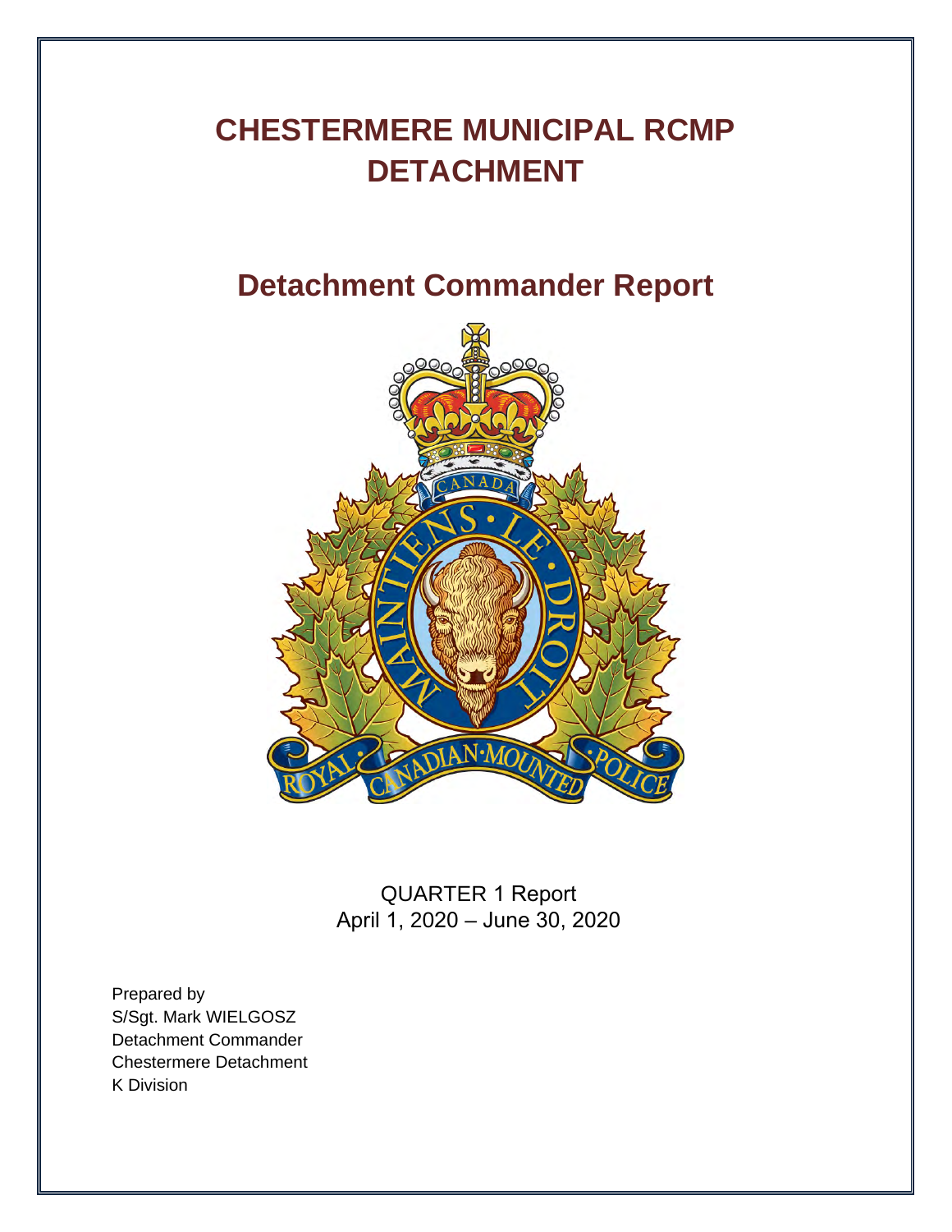# CHESTERMERE MUNICIPAL RCMP DETACHMENT

## Detachment Commander Report

QUARTER 1 Report
April 1, 2020 – June 30, 2020

Prepared by
S/Sgt. Mark WIELGOSZ
Detachment Commander
Chestermere Detachment
K Division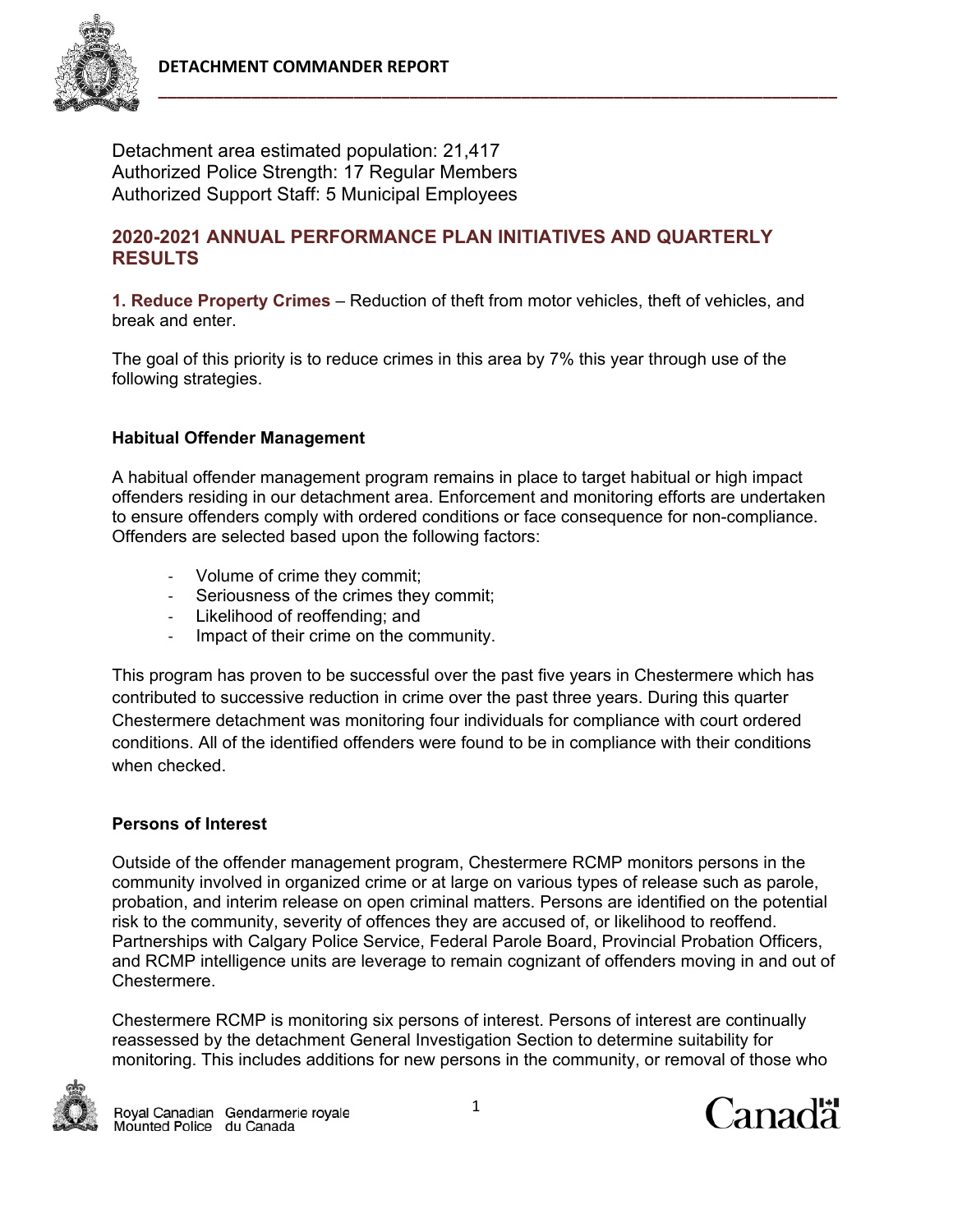Detachment area estimated population: 21,417
Authorized Police Strength: 17 Regular Members
Authorized Support Staff: 5 Municipal Employees

## 2020-2021 ANNUAL PERFORMANCE PLAN INITIATIVES AND QUARTERLY RESULTS

**1. Reduce Property Crimes** – Reduction of theft from motor vehicles, theft of vehicles, and break and enter.

The goal of this priority is to reduce crimes in this area by 7% this year through use of the following strategies.

### Habitual Offender Management

A habitual offender management program remains in place to target habitual or high impact offenders residing in our detachment area. Enforcement and monitoring efforts are undertaken to ensure offenders comply with ordered conditions or face consequence for non-compliance. Offenders are selected based upon the following factors:

- Volume of crime they commit;
- Seriousness of the crimes they commit;
- Likelihood of reoffending; and
- Impact of their crime on the community.

This program has proven to be successful over the past five years in Chestermere which has contributed to successive reduction in crime over the past three years. During this quarter Chestermere detachment was monitoring four individuals for compliance with court ordered conditions. All of the identified offenders were found to be in compliance with their conditions when checked.

### Persons of Interest

Outside of the offender management program, Chestermere RCMP monitors persons in the community involved in organized crime or at large on various types of release such as parole, probation, and interim release on open criminal matters. Persons are identified on the potential risk to the community, severity of offences they are accused of, or likelihood to reoffend. Partnerships with Calgary Police Service, Federal Parole Board, Provincial Probation Officers, and RCMP intelligence units are leverage to remain cognizant of offenders moving in and out of Chestermere.

Chestermere RCMP is monitoring six persons of interest. Persons of interest are continually reassessed by the detachment General Investigation Section to determine suitability for monitoring. This includes additions for new persons in the community, or removal of those who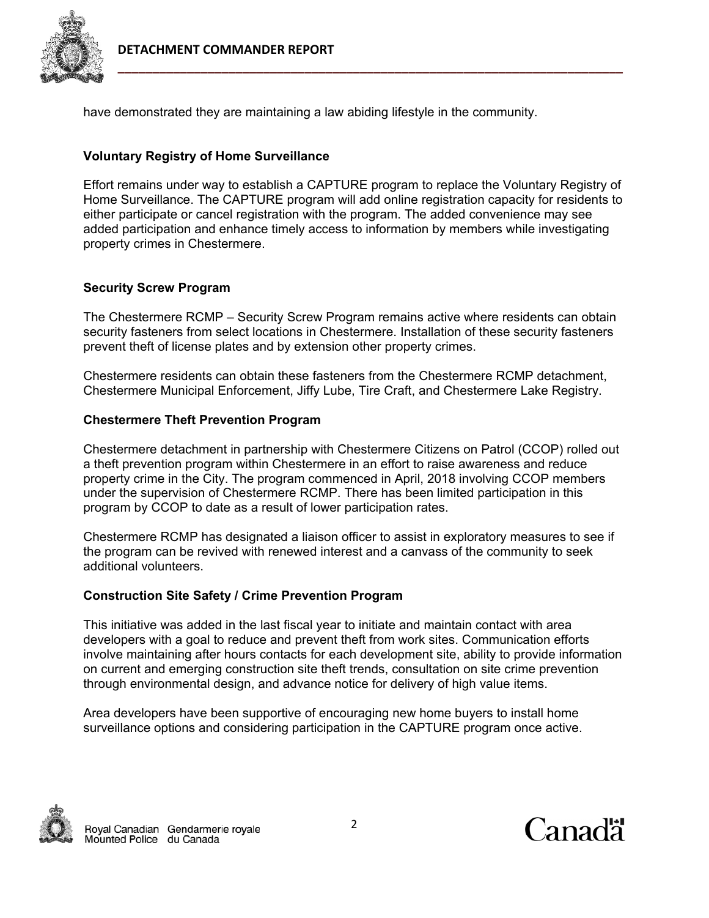have demonstrated they are maintaining a law abiding lifestyle in the community.

**Voluntary Registry of Home Surveillance**

Effort remains under way to establish a CAPTURE program to replace the Voluntary Registry of Home Surveillance. The CAPTURE program will add online registration capacity for residents to either participate or cancel registration with the program. The added convenience may see added participation and enhance timely access to information by members while investigating property crimes in Chestermere.

**Security Screw Program**

The Chestermere RCMP – Security Screw Program remains active where residents can obtain security fasteners from select locations in Chestermere. Installation of these security fasteners prevent theft of license plates and by extension other property crimes.

Chestermere residents can obtain these fasteners from the Chestermere RCMP detachment, Chestermere Municipal Enforcement, Jiffy Lube, Tire Craft, and Chestermere Lake Registry.

**Chestermere Theft Prevention Program**

Chestermere detachment in partnership with Chestermere Citizens on Patrol (CCOP) rolled out a theft prevention program within Chestermere in an effort to raise awareness and reduce property crime in the City. The program commenced in April, 2018 involving CCOP members under the supervision of Chestermere RCMP. There has been limited participation in this program by CCOP to date as a result of lower participation rates.

Chestermere RCMP has designated a liaison officer to assist in exploratory measures to see if the program can be revived with renewed interest and a canvass of the community to seek additional volunteers.

**Construction Site Safety / Crime Prevention Program**

This initiative was added in the last fiscal year to initiate and maintain contact with area developers with a goal to reduce and prevent theft from work sites. Communication efforts involve maintaining after hours contacts for each development site, ability to provide information on current and emerging construction site theft trends, consultation on site crime prevention through environmental design, and advance notice for delivery of high value items.

Area developers have been supportive of encouraging new home buyers to install home surveillance options and considering participation in the CAPTURE program once active.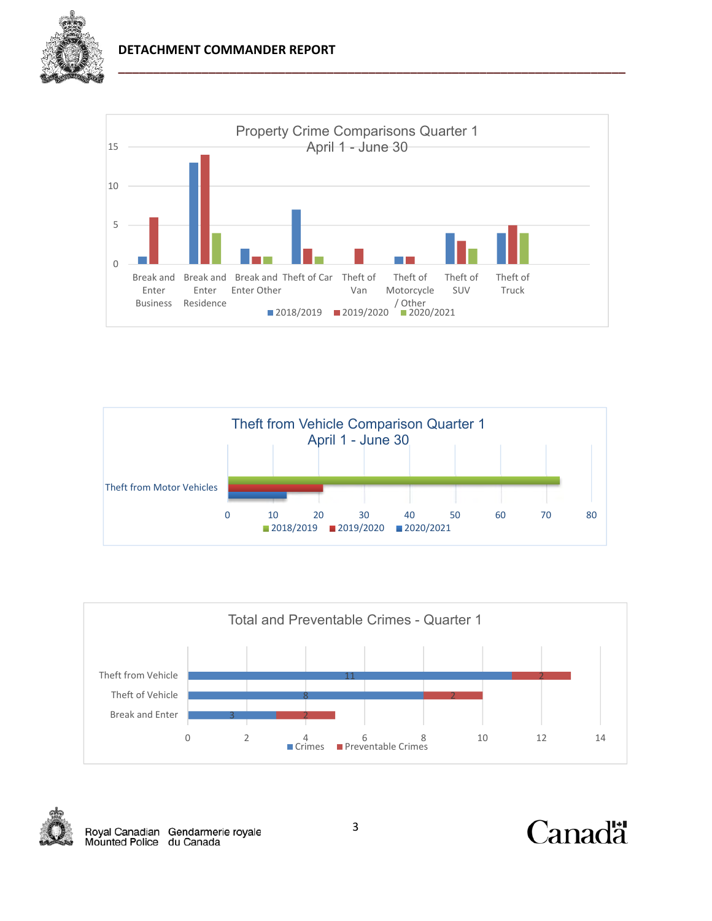**Property Crime Comparisons Quarter 1**
**April 1 - June 30**

| | 2018/2019 | 2019/2020 | 2020/2021 |
|---|---|---|---|
| Break and Enter Business | 1 | 6 | |
| Break and Enter Residence | 13 | 14 | 4 |
| Break and Enter Other | 2 | 1 | 1 |
| Theft of Car | 7 | 2 | 1 |
| Theft of Van | | 2 | |
| Theft of Motorcycle / Other | 1 | 1 | |
| Theft of SUV | 4 | 3 | 2 |
| Theft of Truck | 4 | 5 | 4 |

**Theft from Vehicle Comparison Quarter 1**
**April 1 - June 30**

| | 2018/2019 | 2019/2020 | 2020/2021 |
|---|---|---|---|
| Theft from Motor Vehicles | 73 | 21 | 13 |

**Total and Preventable Crimes - Quarter 1**

| | Crimes | Preventable Crimes |
|---|---|---|
| Theft from Vehicle | 11 | 2 |
| Theft of Vehicle | 8 | 2 |
| Break and Enter | 3 | 2 |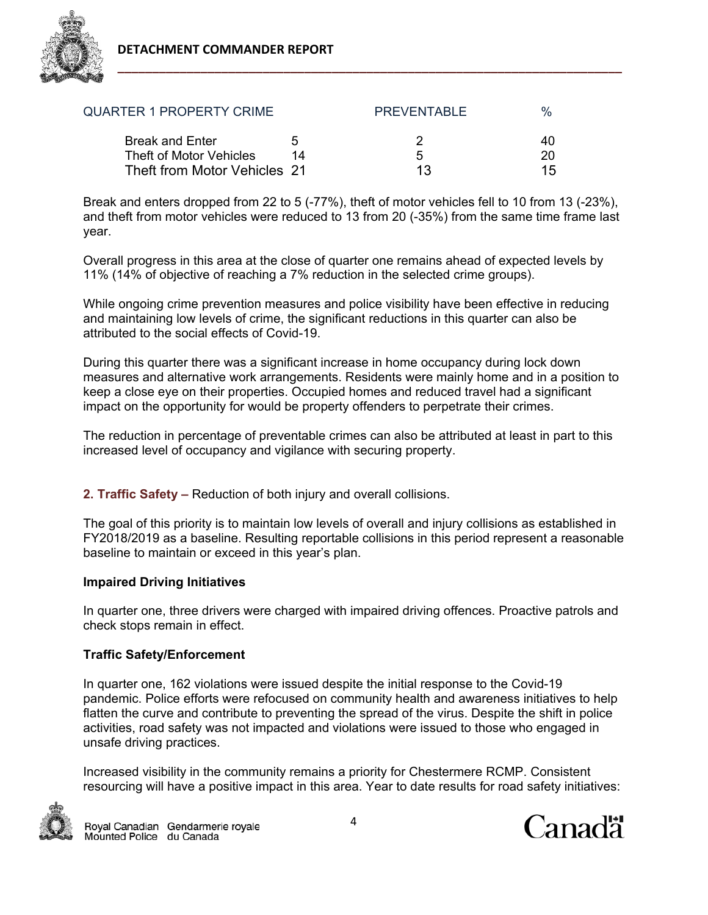| QUARTER 1 PROPERTY CRIME | | PREVENTABLE | % |
|---|---|---|---|
| Break and Enter | 5 | 2 | 40 |
| Theft of Motor Vehicles | 14 | 5 | 20 |
| Theft from Motor Vehicles | 21 | 13 | 15 |

Break and enters dropped from 22 to 5 (-77%), theft of motor vehicles fell to 10 from 13 (-23%), and theft from motor vehicles were reduced to 13 from 20 (-35%) from the same time frame last year.

Overall progress in this area at the close of quarter one remains ahead of expected levels by 11% (14% of objective of reaching a 7% reduction in the selected crime groups).

While ongoing crime prevention measures and police visibility have been effective in reducing and maintaining low levels of crime, the significant reductions in this quarter can also be attributed to the social effects of Covid-19.

During this quarter there was a significant increase in home occupancy during lock down measures and alternative work arrangements. Residents were mainly home and in a position to keep a close eye on their properties. Occupied homes and reduced travel had a significant impact on the opportunity for would be property offenders to perpetrate their crimes.

The reduction in percentage of preventable crimes can also be attributed at least in part to this increased level of occupancy and vigilance with securing property.

**2. Traffic Safety –** Reduction of both injury and overall collisions.

The goal of this priority is to maintain low levels of overall and injury collisions as established in FY2018/2019 as a baseline. Resulting reportable collisions in this period represent a reasonable baseline to maintain or exceed in this year's plan.

**Impaired Driving Initiatives**

In quarter one, three drivers were charged with impaired driving offences. Proactive patrols and check stops remain in effect.

**Traffic Safety/Enforcement**

In quarter one, 162 violations were issued despite the initial response to the Covid-19 pandemic. Police efforts were refocused on community health and awareness initiatives to help flatten the curve and contribute to preventing the spread of the virus. Despite the shift in police activities, road safety was not impacted and violations were issued to those who engaged in unsafe driving practices.

Increased visibility in the community remains a priority for Chestermere RCMP. Consistent resourcing will have a positive impact in this area. Year to date results for road safety initiatives: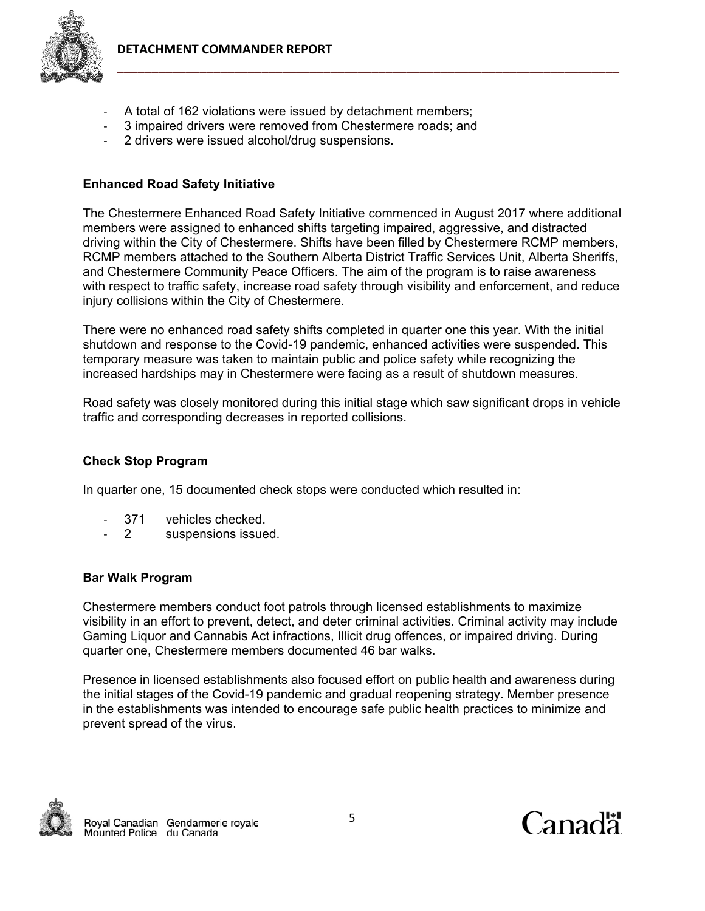- A total of 162 violations were issued by detachment members;
- 3 impaired drivers were removed from Chestermere roads; and
- 2 drivers were issued alcohol/drug suspensions.

### Enhanced Road Safety Initiative

The Chestermere Enhanced Road Safety Initiative commenced in August 2017 where additional members were assigned to enhanced shifts targeting impaired, aggressive, and distracted driving within the City of Chestermere. Shifts have been filled by Chestermere RCMP members, RCMP members attached to the Southern Alberta District Traffic Services Unit, Alberta Sheriffs, and Chestermere Community Peace Officers. The aim of the program is to raise awareness with respect to traffic safety, increase road safety through visibility and enforcement, and reduce injury collisions within the City of Chestermere.

There were no enhanced road safety shifts completed in quarter one this year. With the initial shutdown and response to the Covid-19 pandemic, enhanced activities were suspended. This temporary measure was taken to maintain public and police safety while recognizing the increased hardships may in Chestermere were facing as a result of shutdown measures.

Road safety was closely monitored during this initial stage which saw significant drops in vehicle traffic and corresponding decreases in reported collisions.

### Check Stop Program

In quarter one, 15 documented check stops were conducted which resulted in:

- 371 vehicles checked.
- 2 suspensions issued.

### Bar Walk Program

Chestermere members conduct foot patrols through licensed establishments to maximize visibility in an effort to prevent, detect, and deter criminal activities. Criminal activity may include Gaming Liquor and Cannabis Act infractions, Illicit drug offences, or impaired driving. During quarter one, Chestermere members documented 46 bar walks.

Presence in licensed establishments also focused effort on public health and awareness during the initial stages of the Covid-19 pandemic and gradual reopening strategy. Member presence in the establishments was intended to encourage safe public health practices to minimize and prevent spread of the virus.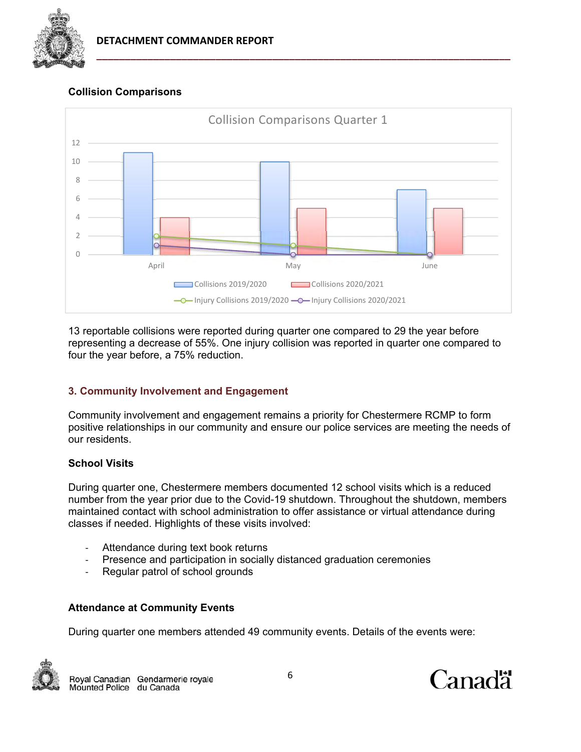## Collision Comparisons

13 reportable collisions were reported during quarter one compared to 29 the year before representing a decrease of 55%. One injury collision was reported in quarter one compared to four the year before, a 75% reduction.

## 3. Community Involvement and Engagement

Community involvement and engagement remains a priority for Chestermere RCMP to form positive relationships in our community and ensure our police services are meeting the needs of our residents.

### School Visits

During quarter one, Chestermere members documented 12 school visits which is a reduced number from the year prior due to the Covid-19 shutdown. Throughout the shutdown, members maintained contact with school administration to offer assistance or virtual attendance during classes if needed. Highlights of these visits involved:

- Attendance during text book returns
- Presence and participation in socially distanced graduation ceremonies
- Regular patrol of school grounds

### Attendance at Community Events

During quarter one members attended 49 community events. Details of the events were: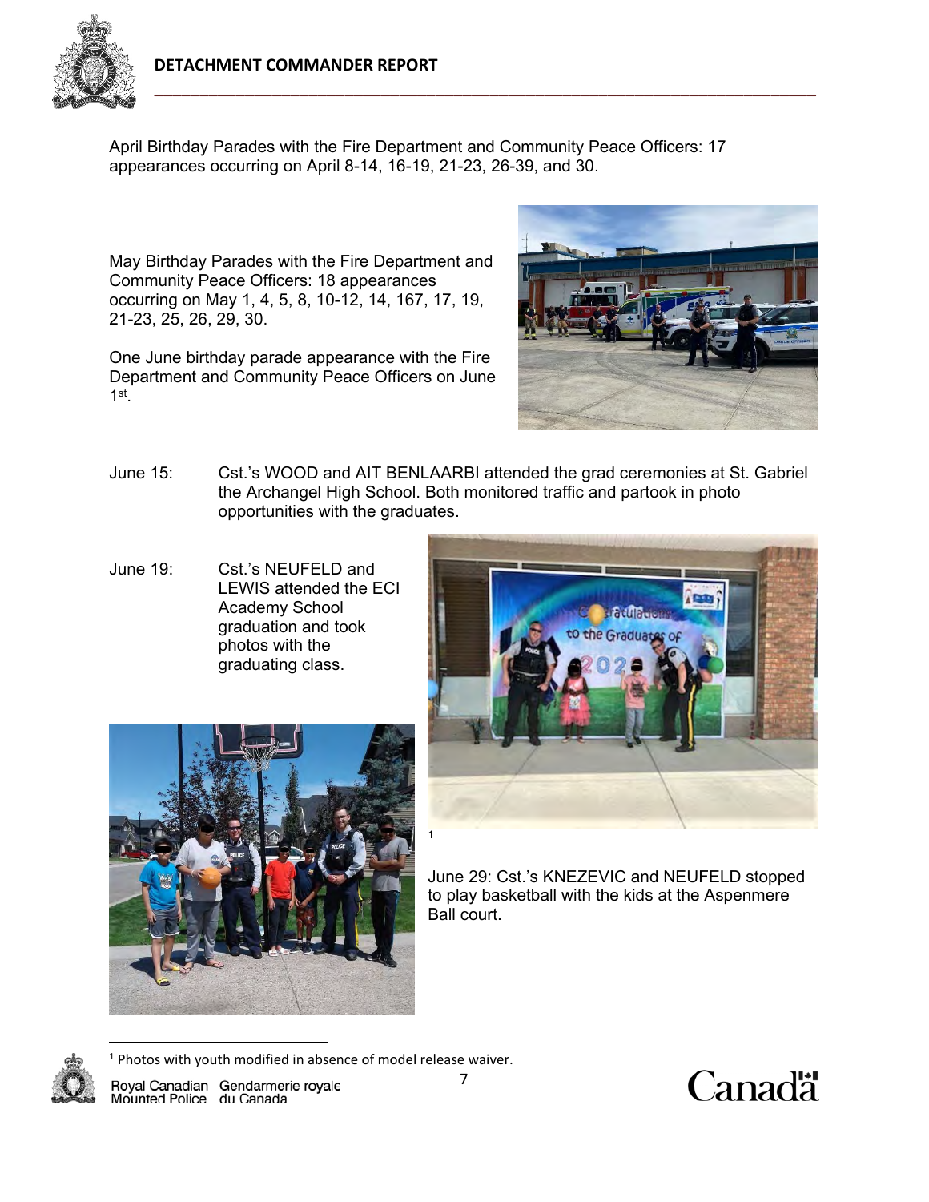April Birthday Parades with the Fire Department and Community Peace Officers: 17 appearances occurring on April 8-14, 16-19, 21-23, 26-39, and 30.

May Birthday Parades with the Fire Department and Community Peace Officers: 18 appearances occurring on May 1, 4, 5, 8, 10-12, 14, 167, 17, 19, 21-23, 25, 26, 29, 30.

One June birthday parade appearance with the Fire Department and Community Peace Officers on June 1st.

June 15: Cst.'s WOOD and AIT BENLAARBI attended the grad ceremonies at St. Gabriel the Archangel High School. Both monitored traffic and partook in photo opportunities with the graduates.

June 19: Cst.'s NEUFELD and LEWIS attended the ECI Academy School graduation and took photos with the graduating class.

[1]

June 29: Cst.'s KNEZEVIC and NEUFELD stopped to play basketball with the kids at the Aspenmere Ball court.

[1] Photos with youth modified in absence of model release waiver.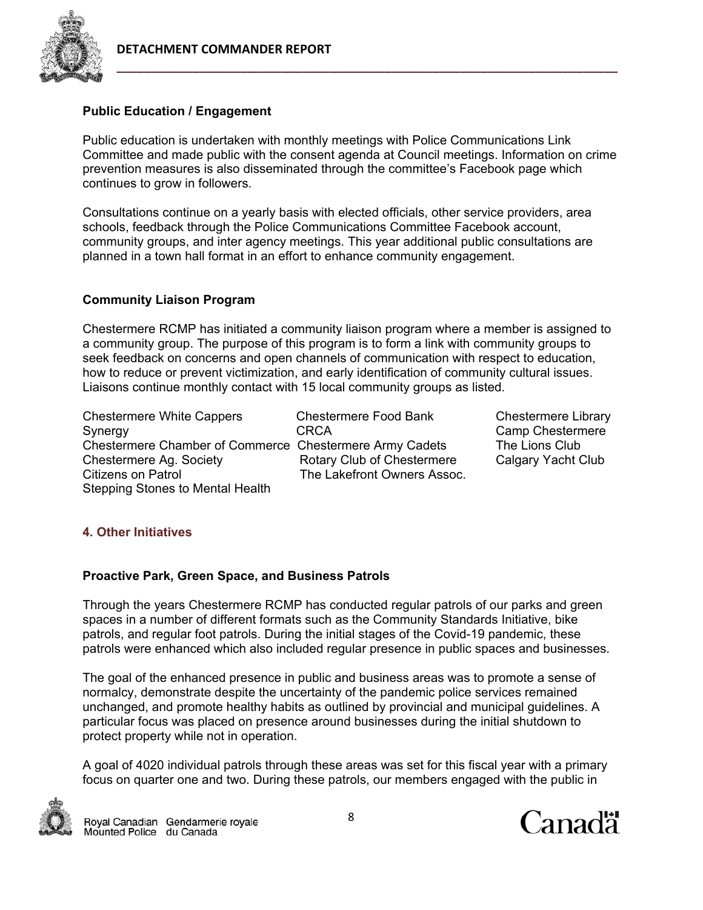### Public Education / Engagement

Public education is undertaken with monthly meetings with Police Communications Link Committee and made public with the consent agenda at Council meetings. Information on crime prevention measures is also disseminated through the committee's Facebook page which continues to grow in followers.

Consultations continue on a yearly basis with elected officials, other service providers, area schools, feedback through the Police Communications Committee Facebook account, community groups, and inter agency meetings. This year additional public consultations are planned in a town hall format in an effort to enhance community engagement.

### Community Liaison Program

Chestermere RCMP has initiated a community liaison program where a member is assigned to a community group. The purpose of this program is to form a link with community groups to seek feedback on concerns and open channels of communication with respect to education, how to reduce or prevent victimization, and early identification of community cultural issues. Liaisons continue monthly contact with 15 local community groups as listed.

| | | |
|---|---|---|
| Chestermere White Cappers | Chestermere Food Bank | Chestermere Library |
| Synergy | CRCA | Camp Chestermere |
| Chestermere Chamber of Commerce | Chestermere Army Cadets | The Lions Club |
| Chestermere Ag. Society | Rotary Club of Chestermere | Calgary Yacht Club |
| Citizens on Patrol | The Lakefront Owners Assoc. | |
| Stepping Stones to Mental Health | | |

## 4. Other Initiatives

### Proactive Park, Green Space, and Business Patrols

Through the years Chestermere RCMP has conducted regular patrols of our parks and green spaces in a number of different formats such as the Community Standards Initiative, bike patrols, and regular foot patrols. During the initial stages of the Covid-19 pandemic, these patrols were enhanced which also included regular presence in public spaces and businesses.

The goal of the enhanced presence in public and business areas was to promote a sense of normalcy, demonstrate despite the uncertainty of the pandemic police services remained unchanged, and promote healthy habits as outlined by provincial and municipal guidelines. A particular focus was placed on presence around businesses during the initial shutdown to protect property while not in operation.

A goal of 4020 individual patrols through these areas was set for this fiscal year with a primary focus on quarter one and two. During these patrols, our members engaged with the public in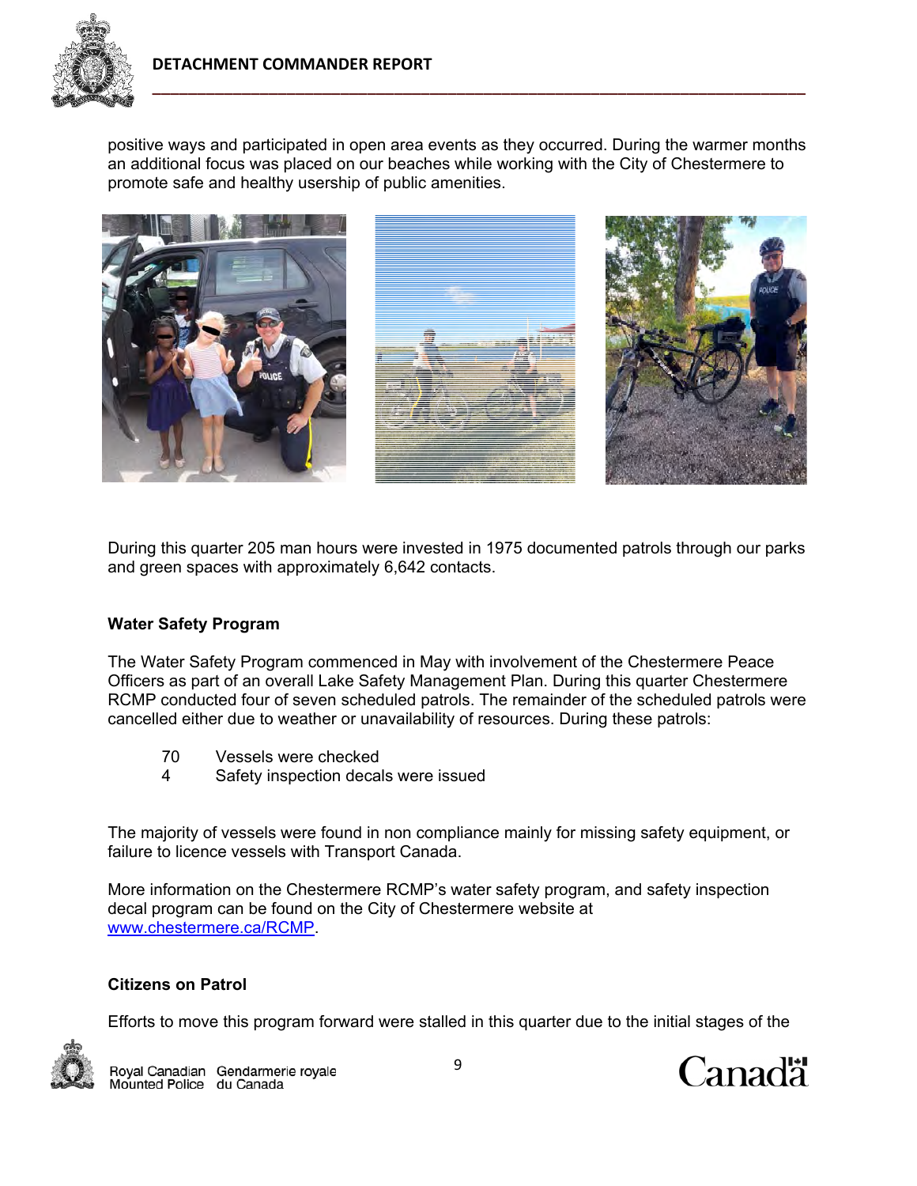positive ways and participated in open area events as they occurred. During the warmer months an additional focus was placed on our beaches while working with the City of Chestermere to promote safe and healthy usership of public amenities.

During this quarter 205 man hours were invested in 1975 documented patrols through our parks and green spaces with approximately 6,642 contacts.

### Water Safety Program

The Water Safety Program commenced in May with involvement of the Chestermere Peace Officers as part of an overall Lake Safety Management Plan. During this quarter Chestermere RCMP conducted four of seven scheduled patrols. The remainder of the scheduled patrols were cancelled either due to weather or unavailability of resources. During these patrols:

| | |
|---|---|
| 70 | Vessels were checked |
| 4 | Safety inspection decals were issued |

The majority of vessels were found in non compliance mainly for missing safety equipment, or failure to licence vessels with Transport Canada.

More information on the Chestermere RCMP's water safety program, and safety inspection decal program can be found on the City of Chestermere website at [www.chestermere.ca/RCMP](www.chestermere.ca/RCMP).

### Citizens on Patrol

Efforts to move this program forward were stalled in this quarter due to the initial stages of the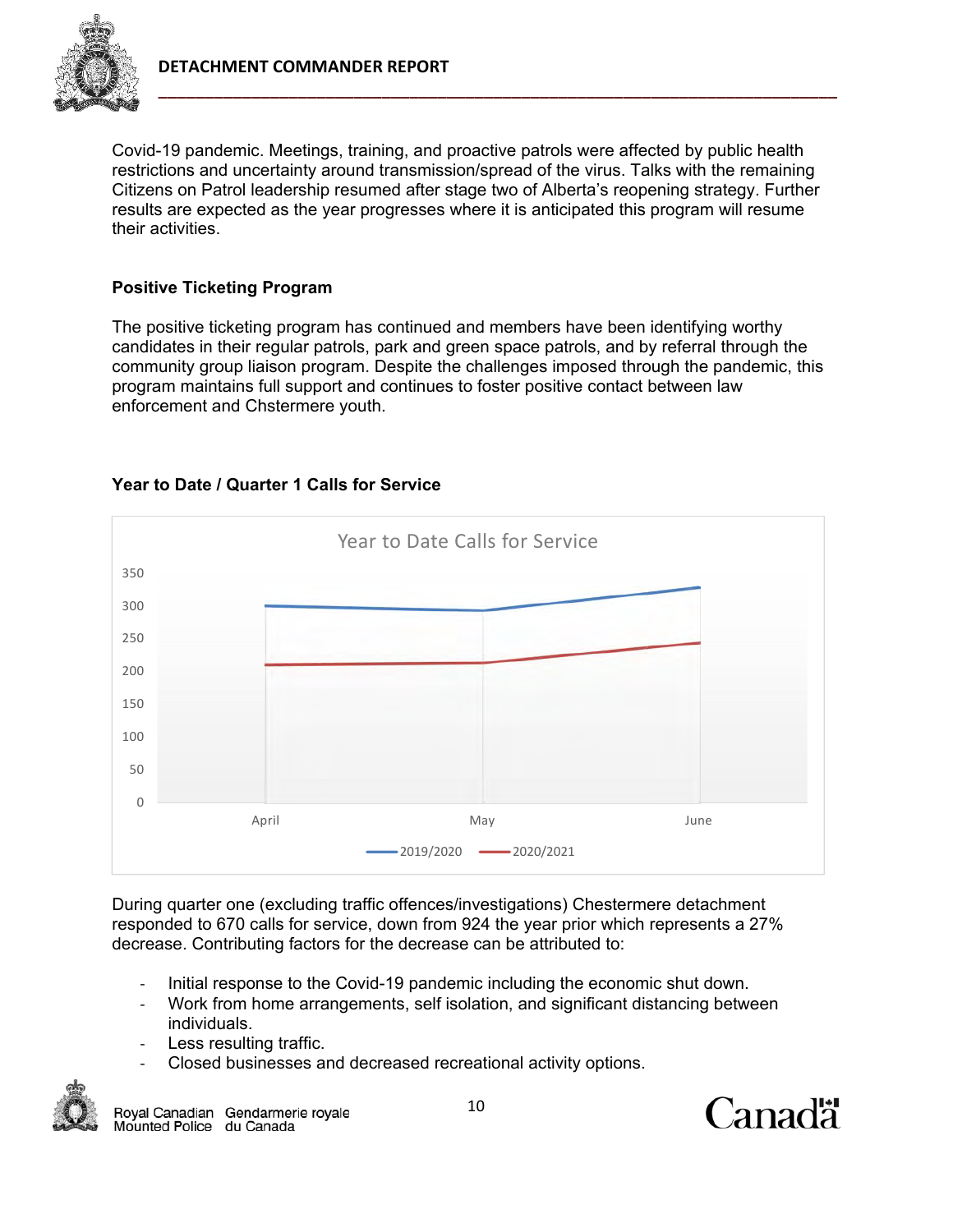Covid-19 pandemic. Meetings, training, and proactive patrols were affected by public health restrictions and uncertainty around transmission/spread of the virus. Talks with the remaining Citizens on Patrol leadership resumed after stage two of Alberta's reopening strategy. Further results are expected as the year progresses where it is anticipated this program will resume their activities.

### Positive Ticketing Program

The positive ticketing program has continued and members have been identifying worthy candidates in their regular patrols, park and green space patrols, and by referral through the community group liaison program. Despite the challenges imposed through the pandemic, this program maintains full support and continues to foster positive contact between law enforcement and Chstermere youth.

### Year to Date / Quarter 1 Calls for Service

During quarter one (excluding traffic offences/investigations) Chestermere detachment responded to 670 calls for service, down from 924 the year prior which represents a 27% decrease. Contributing factors for the decrease can be attributed to:

- Initial response to the Covid-19 pandemic including the economic shut down.
- Work from home arrangements, self isolation, and significant distancing between individuals.
- Less resulting traffic.
- Closed businesses and decreased recreational activity options.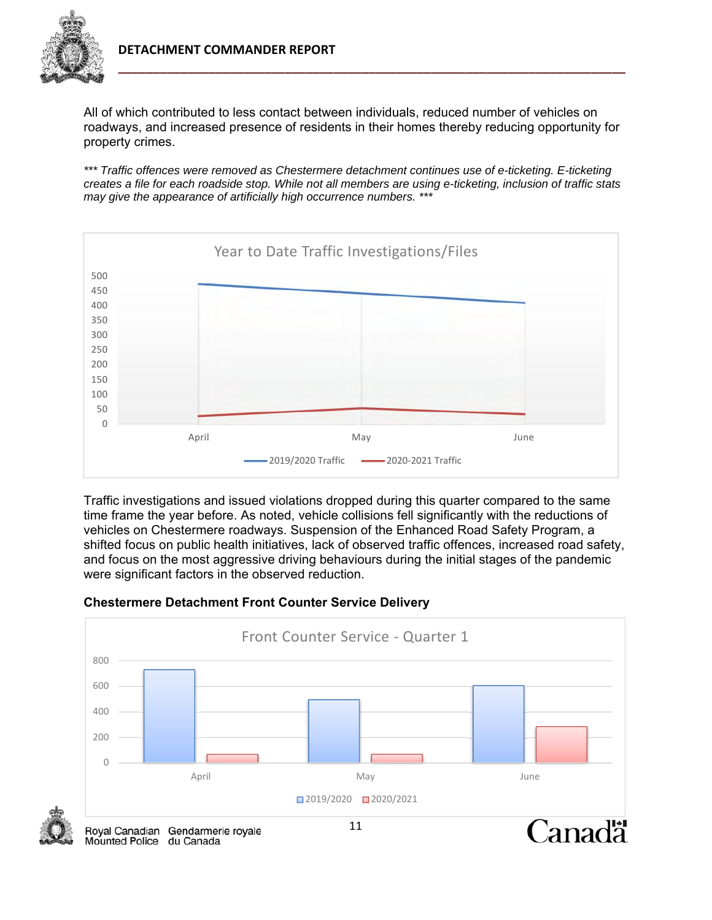All of which contributed to less contact between individuals, reduced number of vehicles on roadways, and increased presence of residents in their homes thereby reducing opportunity for property crimes.

*\*\*\* Traffic offences were removed as Chestermere detachment continues use of e-ticketing. E-ticketing creates a file for each roadside stop. While not all members are using e-ticketing, inclusion of traffic stats may give the appearance of artificially high occurrence numbers. \*\*\**

Traffic investigations and issued violations dropped during this quarter compared to the same time frame the year before. As noted, vehicle collisions fell significantly with the reductions of vehicles on Chestermere roadways. Suspension of the Enhanced Road Safety Program, a shifted focus on public health initiatives, lack of observed traffic offences, increased road safety, and focus on the most aggressive driving behaviours during the initial stages of the pandemic were significant factors in the observed reduction.

**Chestermere Detachment Front Counter Service Delivery**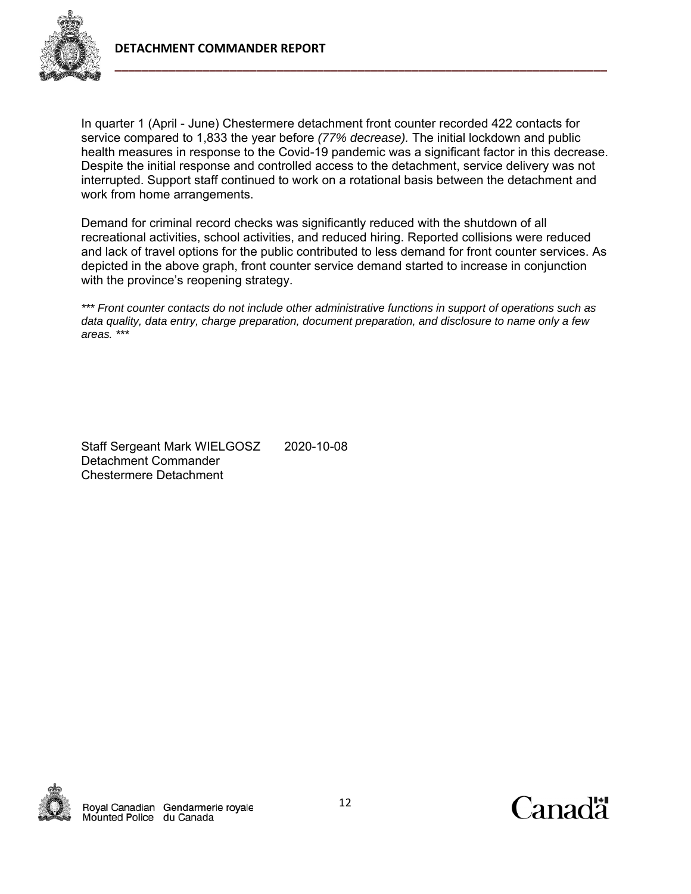In quarter 1 (April - June) Chestermere detachment front counter recorded 422 contacts for service compared to 1,833 the year before *(77% decrease).* The initial lockdown and public health measures in response to the Covid-19 pandemic was a significant factor in this decrease. Despite the initial response and controlled access to the detachment, service delivery was not interrupted. Support staff continued to work on a rotational basis between the detachment and work from home arrangements.

Demand for criminal record checks was significantly reduced with the shutdown of all recreational activities, school activities, and reduced hiring. Reported collisions were reduced and lack of travel options for the public contributed to less demand for front counter services. As depicted in the above graph, front counter service demand started to increase in conjunction with the province's reopening strategy.

*\*\*\* Front counter contacts do not include other administrative functions in support of operations such as data quality, data entry, charge preparation, document preparation, and disclosure to name only a few areas. \*\*\**

Staff Sergeant Mark WIELGOSZ 2020-10-08
Detachment Commander
Chestermere Detachment